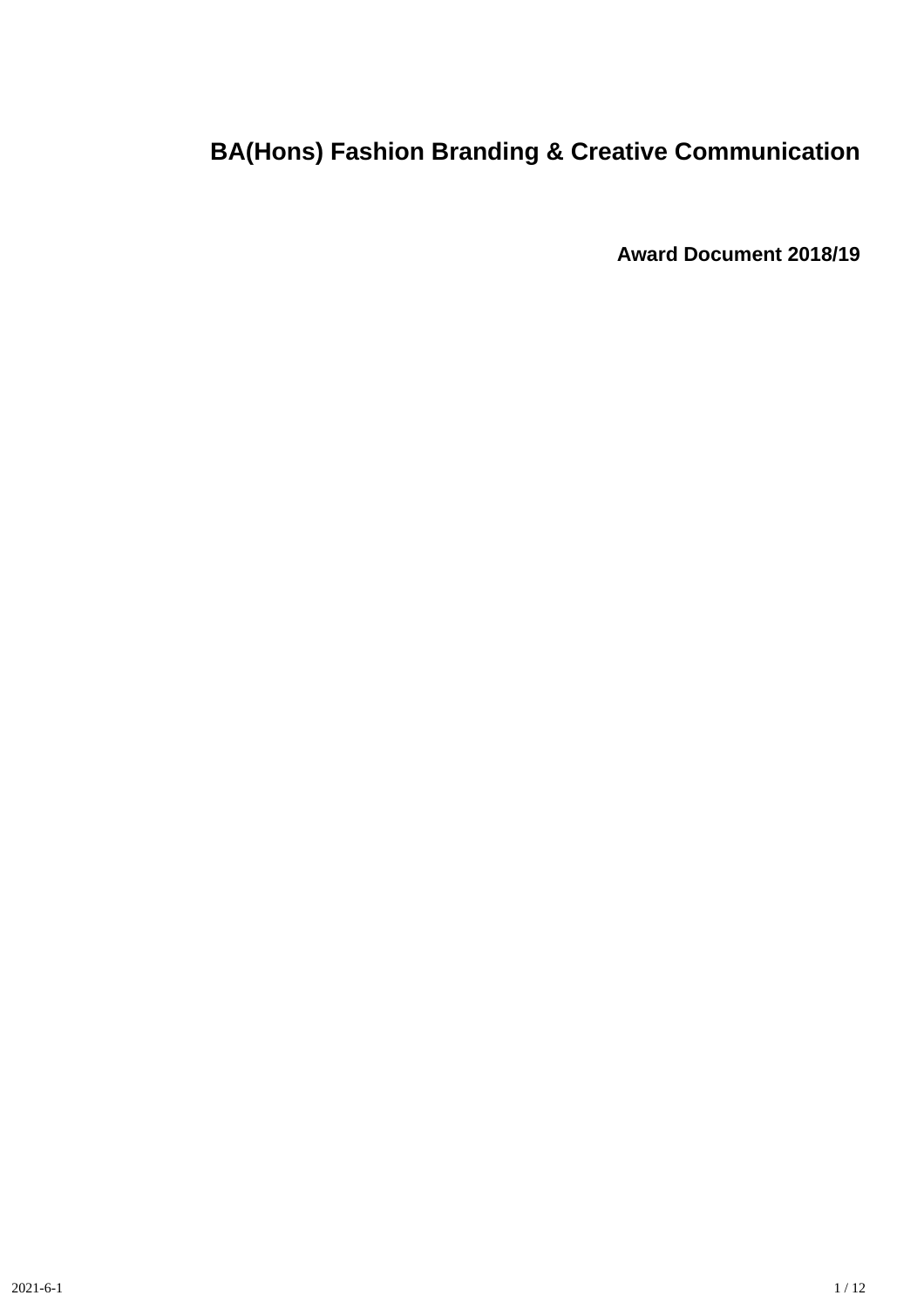# BA(Hons) Fashion Branding & Creative Communication

**Award Document 2018/19**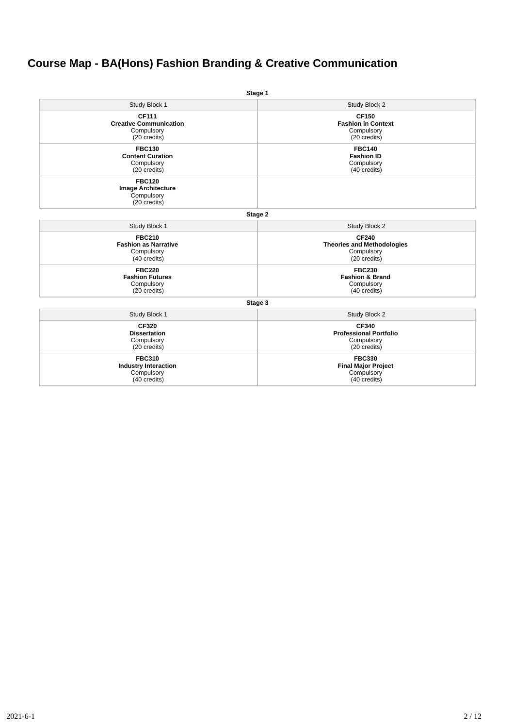# Course Map - BA(Hons) Fashion Branding & Creative Communication

**Stage 1**

| Study Block 1 | Study Block 2 |
|---|---|
| **CF111**<br>**Creative Communication**<br>Compulsory<br>(20 credits) | **CF150**<br>**Fashion in Context**<br>Compulsory<br>(20 credits) |
| **FBC130**<br>**Content Curation**<br>Compulsory<br>(20 credits) | **FBC140**<br>**Fashion ID**<br>Compulsory<br>(40 credits) |
| **FBC120**<br>**Image Architecture**<br>Compulsory<br>(20 credits) | |

**Stage 2**

| Study Block 1 | Study Block 2 |
|---|---|
| **FBC210**<br>**Fashion as Narrative**<br>Compulsory<br>(40 credits) | **CF240**<br>**Theories and Methodologies**<br>Compulsory<br>(20 credits) |
| **FBC220**<br>**Fashion Futures**<br>Compulsory<br>(20 credits) | **FBC230**<br>**Fashion & Brand**<br>Compulsory<br>(40 credits) |

**Stage 3**

| Study Block 1 | Study Block 2 |
|---|---|
| **CF320**<br>**Dissertation**<br>Compulsory<br>(20 credits) | **CF340**<br>**Professional Portfolio**<br>Compulsory<br>(20 credits) |
| **FBC310**<br>**Industry Interaction**<br>Compulsory<br>(40 credits) | **FBC330**<br>**Final Major Project**<br>Compulsory<br>(40 credits) |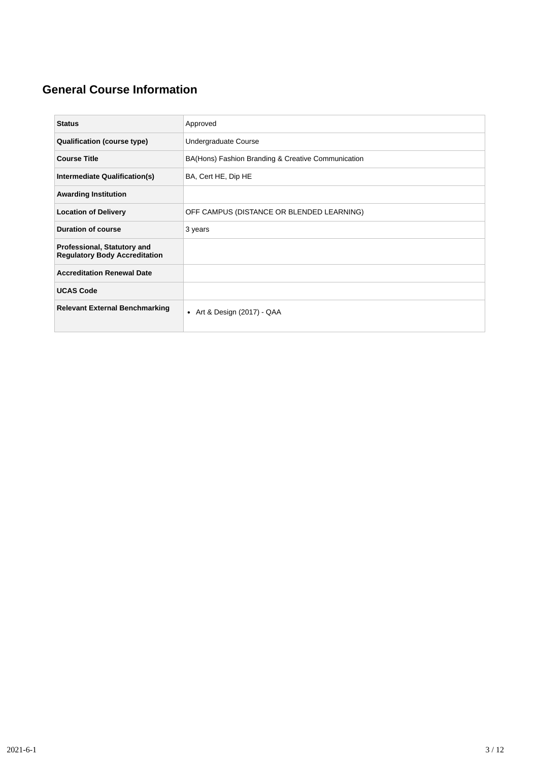## General Course Information

| | |
|---|---|
| **Status** | Approved |
| **Qualification (course type)** | Undergraduate Course |
| **Course Title** | BA(Hons) Fashion Branding & Creative Communication |
| **Intermediate Qualification(s)** | BA, Cert HE, Dip HE |
| **Awarding Institution** | |
| **Location of Delivery** | OFF CAMPUS (DISTANCE OR BLENDED LEARNING) |
| **Duration of course** | 3 years |
| **Professional, Statutory and Regulatory Body Accreditation** | |
| **Accreditation Renewal Date** | |
| **UCAS Code** | |
| **Relevant External Benchmarking** | • Art & Design (2017) - QAA |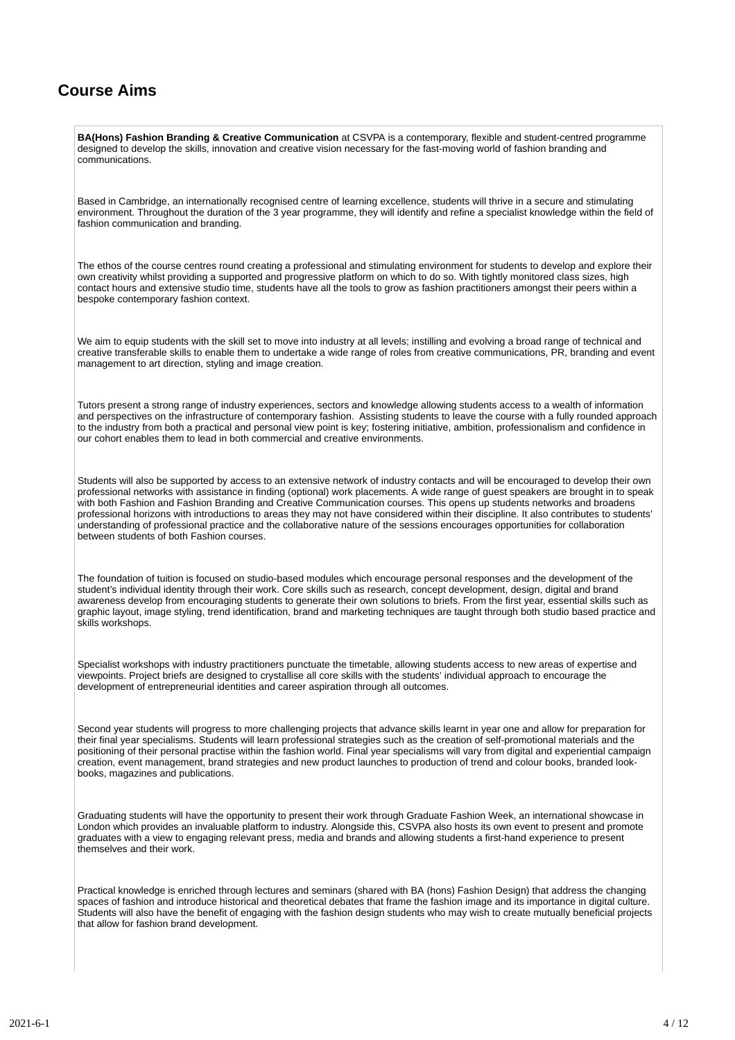# Course Aims

**BA(Hons) Fashion Branding & Creative Communication** at CSVPA is a contemporary, flexible and student-centred programme designed to develop the skills, innovation and creative vision necessary for the fast-moving world of fashion branding and communications.

Based in Cambridge, an internationally recognised centre of learning excellence, students will thrive in a secure and stimulating environment. Throughout the duration of the 3 year programme, they will identify and refine a specialist knowledge within the field of fashion communication and branding.

The ethos of the course centres round creating a professional and stimulating environment for students to develop and explore their own creativity whilst providing a supported and progressive platform on which to do so. With tightly monitored class sizes, high contact hours and extensive studio time, students have all the tools to grow as fashion practitioners amongst their peers within a bespoke contemporary fashion context.

We aim to equip students with the skill set to move into industry at all levels; instilling and evolving a broad range of technical and creative transferable skills to enable them to undertake a wide range of roles from creative communications, PR, branding and event management to art direction, styling and image creation.

Tutors present a strong range of industry experiences, sectors and knowledge allowing students access to a wealth of information and perspectives on the infrastructure of contemporary fashion. Assisting students to leave the course with a fully rounded approach to the industry from both a practical and personal view point is key; fostering initiative, ambition, professionalism and confidence in our cohort enables them to lead in both commercial and creative environments.

Students will also be supported by access to an extensive network of industry contacts and will be encouraged to develop their own professional networks with assistance in finding (optional) work placements. A wide range of guest speakers are brought in to speak with both Fashion and Fashion Branding and Creative Communication courses. This opens up students networks and broadens professional horizons with introductions to areas they may not have considered within their discipline. It also contributes to students' understanding of professional practice and the collaborative nature of the sessions encourages opportunities for collaboration between students of both Fashion courses.

The foundation of tuition is focused on studio-based modules which encourage personal responses and the development of the student's individual identity through their work. Core skills such as research, concept development, design, digital and brand awareness develop from encouraging students to generate their own solutions to briefs. From the first year, essential skills such as graphic layout, image styling, trend identification, brand and marketing techniques are taught through both studio based practice and skills workshops.

Specialist workshops with industry practitioners punctuate the timetable, allowing students access to new areas of expertise and viewpoints. Project briefs are designed to crystallise all core skills with the students' individual approach to encourage the development of entrepreneurial identities and career aspiration through all outcomes.

Second year students will progress to more challenging projects that advance skills learnt in year one and allow for preparation for their final year specialisms. Students will learn professional strategies such as the creation of self-promotional materials and the positioning of their personal practise within the fashion world. Final year specialisms will vary from digital and experiential campaign creation, event management, brand strategies and new product launches to production of trend and colour books, branded look-books, magazines and publications.

Graduating students will have the opportunity to present their work through Graduate Fashion Week, an international showcase in London which provides an invaluable platform to industry. Alongside this, CSVPA also hosts its own event to present and promote graduates with a view to engaging relevant press, media and brands and allowing students a first-hand experience to present themselves and their work.

Practical knowledge is enriched through lectures and seminars (shared with BA (hons) Fashion Design) that address the changing spaces of fashion and introduce historical and theoretical debates that frame the fashion image and its importance in digital culture. Students will also have the benefit of engaging with the fashion design students who may wish to create mutually beneficial projects that allow for fashion brand development.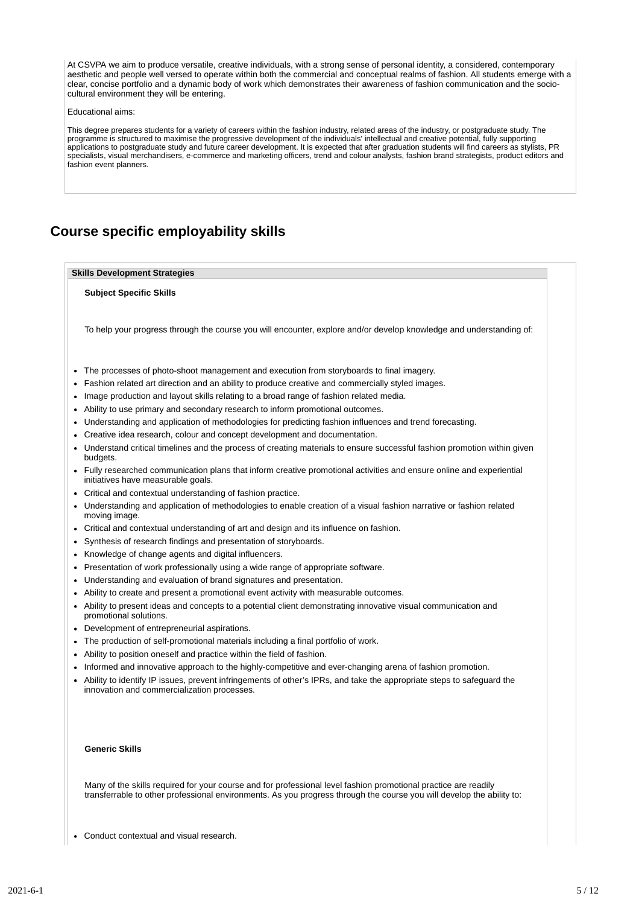At CSVPA we aim to produce versatile, creative individuals, with a strong sense of personal identity, a considered, contemporary aesthetic and people well versed to operate within both the commercial and conceptual realms of fashion. All students emerge with a clear, concise portfolio and a dynamic body of work which demonstrates their awareness of fashion communication and the socio-cultural environment they will be entering.

Educational aims:

This degree prepares students for a variety of careers within the fashion industry, related areas of the industry, or postgraduate study. The programme is structured to maximise the progressive development of the individuals' intellectual and creative potential, fully supporting applications to postgraduate study and future career development. It is expected that after graduation students will find careers as stylists, PR specialists, visual merchandisers, e-commerce and marketing officers, trend and colour analysts, fashion brand strategists, product editors and fashion event planners.

## Course specific employability skills

**Skills Development Strategies**

**Subject Specific Skills**

To help your progress through the course you will encounter, explore and/or develop knowledge and understanding of:

- The processes of photo-shoot management and execution from storyboards to final imagery.
- Fashion related art direction and an ability to produce creative and commercially styled images.
- Image production and layout skills relating to a broad range of fashion related media.
- Ability to use primary and secondary research to inform promotional outcomes.
- Understanding and application of methodologies for predicting fashion influences and trend forecasting.
- Creative idea research, colour and concept development and documentation.
- Understand critical timelines and the process of creating materials to ensure successful fashion promotion within given budgets.
- Fully researched communication plans that inform creative promotional activities and ensure online and experiential initiatives have measurable goals.
- Critical and contextual understanding of fashion practice.
- Understanding and application of methodologies to enable creation of a visual fashion narrative or fashion related moving image.
- Critical and contextual understanding of art and design and its influence on fashion.
- Synthesis of research findings and presentation of storyboards.
- Knowledge of change agents and digital influencers.
- Presentation of work professionally using a wide range of appropriate software.
- Understanding and evaluation of brand signatures and presentation.
- Ability to create and present a promotional event activity with measurable outcomes.
- Ability to present ideas and concepts to a potential client demonstrating innovative visual communication and promotional solutions.
- Development of entrepreneurial aspirations.
- The production of self-promotional materials including a final portfolio of work.
- Ability to position oneself and practice within the field of fashion.
- Informed and innovative approach to the highly-competitive and ever-changing arena of fashion promotion.
- Ability to identify IP issues, prevent infringements of other's IPRs, and take the appropriate steps to safeguard the innovation and commercialization processes.

**Generic Skills**

Many of the skills required for your course and for professional level fashion promotional practice are readily transferrable to other professional environments. As you progress through the course you will develop the ability to:

- Conduct contextual and visual research.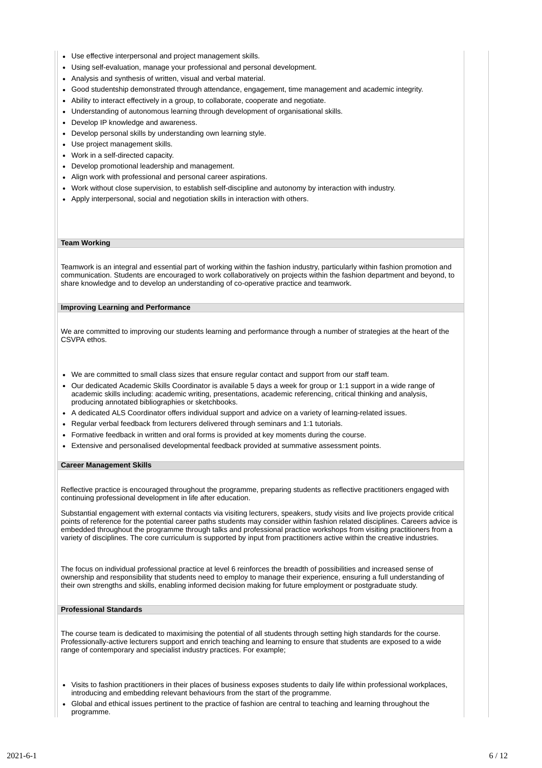- Use effective interpersonal and project management skills.
- Using self-evaluation, manage your professional and personal development.
- Analysis and synthesis of written, visual and verbal material.
- Good studentship demonstrated through attendance, engagement, time management and academic integrity.
- Ability to interact effectively in a group, to collaborate, cooperate and negotiate.
- Understanding of autonomous learning through development of organisational skills.
- Develop IP knowledge and awareness.
- Develop personal skills by understanding own learning style.
- Use project management skills.
- Work in a self-directed capacity.
- Develop promotional leadership and management.
- Align work with professional and personal career aspirations.
- Work without close supervision, to establish self-discipline and autonomy by interaction with industry.
- Apply interpersonal, social and negotiation skills in interaction with others.

**Team Working**

Teamwork is an integral and essential part of working within the fashion industry, particularly within fashion promotion and communication. Students are encouraged to work collaboratively on projects within the fashion department and beyond, to share knowledge and to develop an understanding of co-operative practice and teamwork.

**Improving Learning and Performance**

We are committed to improving our students learning and performance through a number of strategies at the heart of the CSVPA ethos.

- We are committed to small class sizes that ensure regular contact and support from our staff team.
- Our dedicated Academic Skills Coordinator is available 5 days a week for group or 1:1 support in a wide range of academic skills including: academic writing, presentations, academic referencing, critical thinking and analysis, producing annotated bibliographies or sketchbooks.
- A dedicated ALS Coordinator offers individual support and advice on a variety of learning-related issues.
- Regular verbal feedback from lecturers delivered through seminars and 1:1 tutorials.
- Formative feedback in written and oral forms is provided at key moments during the course.
- Extensive and personalised developmental feedback provided at summative assessment points.

**Career Management Skills**

Reflective practice is encouraged throughout the programme, preparing students as reflective practitioners engaged with continuing professional development in life after education.

Substantial engagement with external contacts via visiting lecturers, speakers, study visits and live projects provide critical points of reference for the potential career paths students may consider within fashion related disciplines. Careers advice is embedded throughout the programme through talks and professional practice workshops from visiting practitioners from a variety of disciplines. The core curriculum is supported by input from practitioners active within the creative industries.

The focus on individual professional practice at level 6 reinforces the breadth of possibilities and increased sense of ownership and responsibility that students need to employ to manage their experience, ensuring a full understanding of their own strengths and skills, enabling informed decision making for future employment or postgraduate study.

**Professional Standards**

The course team is dedicated to maximising the potential of all students through setting high standards for the course. Professionally-active lecturers support and enrich teaching and learning to ensure that students are exposed to a wide range of contemporary and specialist industry practices. For example;

- Visits to fashion practitioners in their places of business exposes students to daily life within professional workplaces, introducing and embedding relevant behaviours from the start of the programme.
- Global and ethical issues pertinent to the practice of fashion are central to teaching and learning throughout the programme.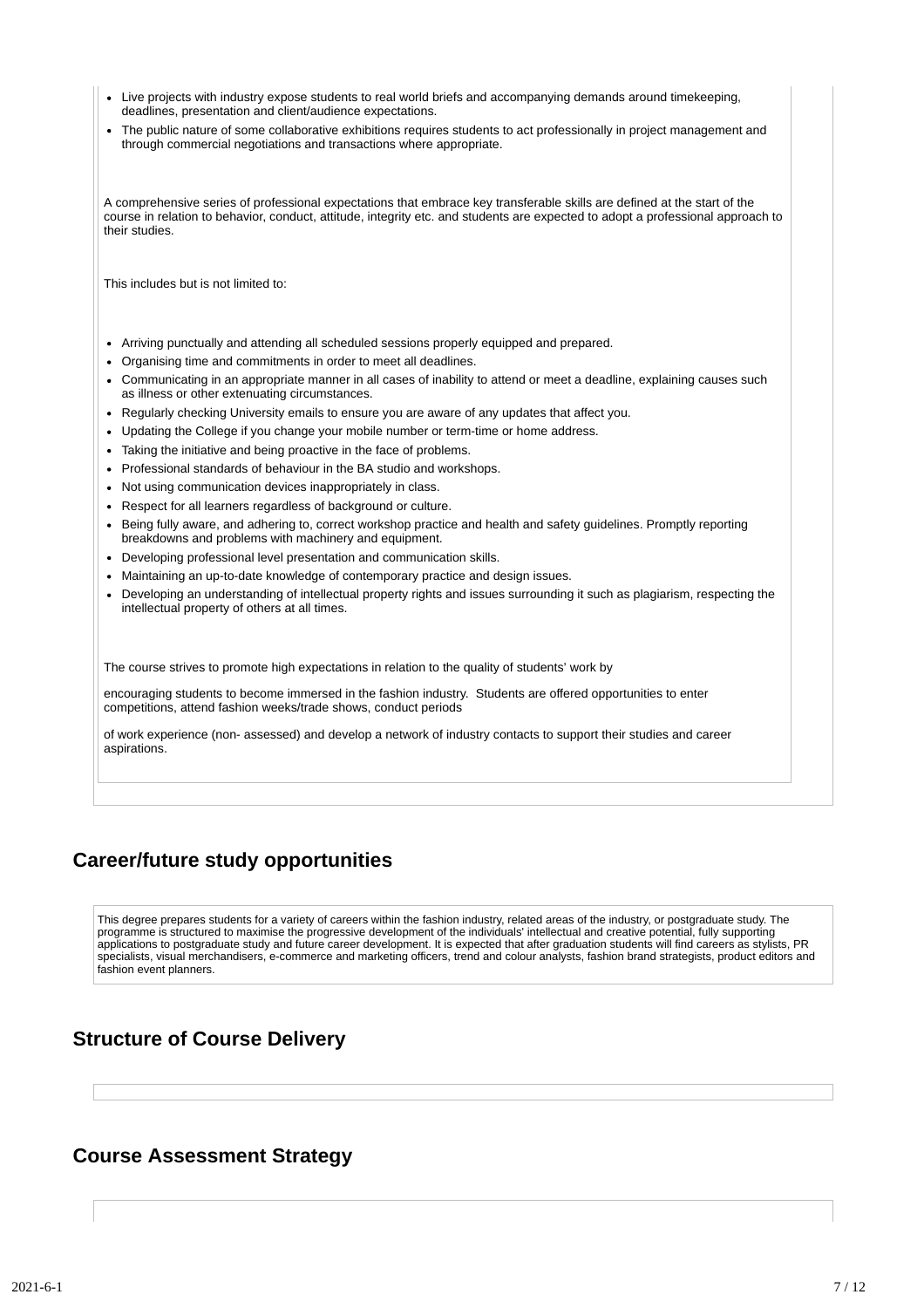- Live projects with industry expose students to real world briefs and accompanying demands around timekeeping, deadlines, presentation and client/audience expectations.
- The public nature of some collaborative exhibitions requires students to act professionally in project management and through commercial negotiations and transactions where appropriate.

A comprehensive series of professional expectations that embrace key transferable skills are defined at the start of the course in relation to behavior, conduct, attitude, integrity etc. and students are expected to adopt a professional approach to their studies.

This includes but is not limited to:

- Arriving punctually and attending all scheduled sessions properly equipped and prepared.
- Organising time and commitments in order to meet all deadlines.
- Communicating in an appropriate manner in all cases of inability to attend or meet a deadline, explaining causes such as illness or other extenuating circumstances.
- Regularly checking University emails to ensure you are aware of any updates that affect you.
- Updating the College if you change your mobile number or term-time or home address.
- Taking the initiative and being proactive in the face of problems.
- Professional standards of behaviour in the BA studio and workshops.
- Not using communication devices inappropriately in class.
- Respect for all learners regardless of background or culture.
- Being fully aware, and adhering to, correct workshop practice and health and safety guidelines. Promptly reporting breakdowns and problems with machinery and equipment.
- Developing professional level presentation and communication skills.
- Maintaining an up-to-date knowledge of contemporary practice and design issues.
- Developing an understanding of intellectual property rights and issues surrounding it such as plagiarism, respecting the intellectual property of others at all times.

The course strives to promote high expectations in relation to the quality of students' work by

encouraging students to become immersed in the fashion industry. Students are offered opportunities to enter competitions, attend fashion weeks/trade shows, conduct periods

of work experience (non- assessed) and develop a network of industry contacts to support their studies and career aspirations.

## Career/future study opportunities

This degree prepares students for a variety of careers within the fashion industry, related areas of the industry, or postgraduate study. The programme is structured to maximise the progressive development of the individuals' intellectual and creative potential, fully supporting applications to postgraduate study and future career development. It is expected that after graduation students will find careers as stylists, PR specialists, visual merchandisers, e-commerce and marketing officers, trend and colour analysts, fashion brand strategists, product editors and fashion event planners.

## Structure of Course Delivery

## Course Assessment Strategy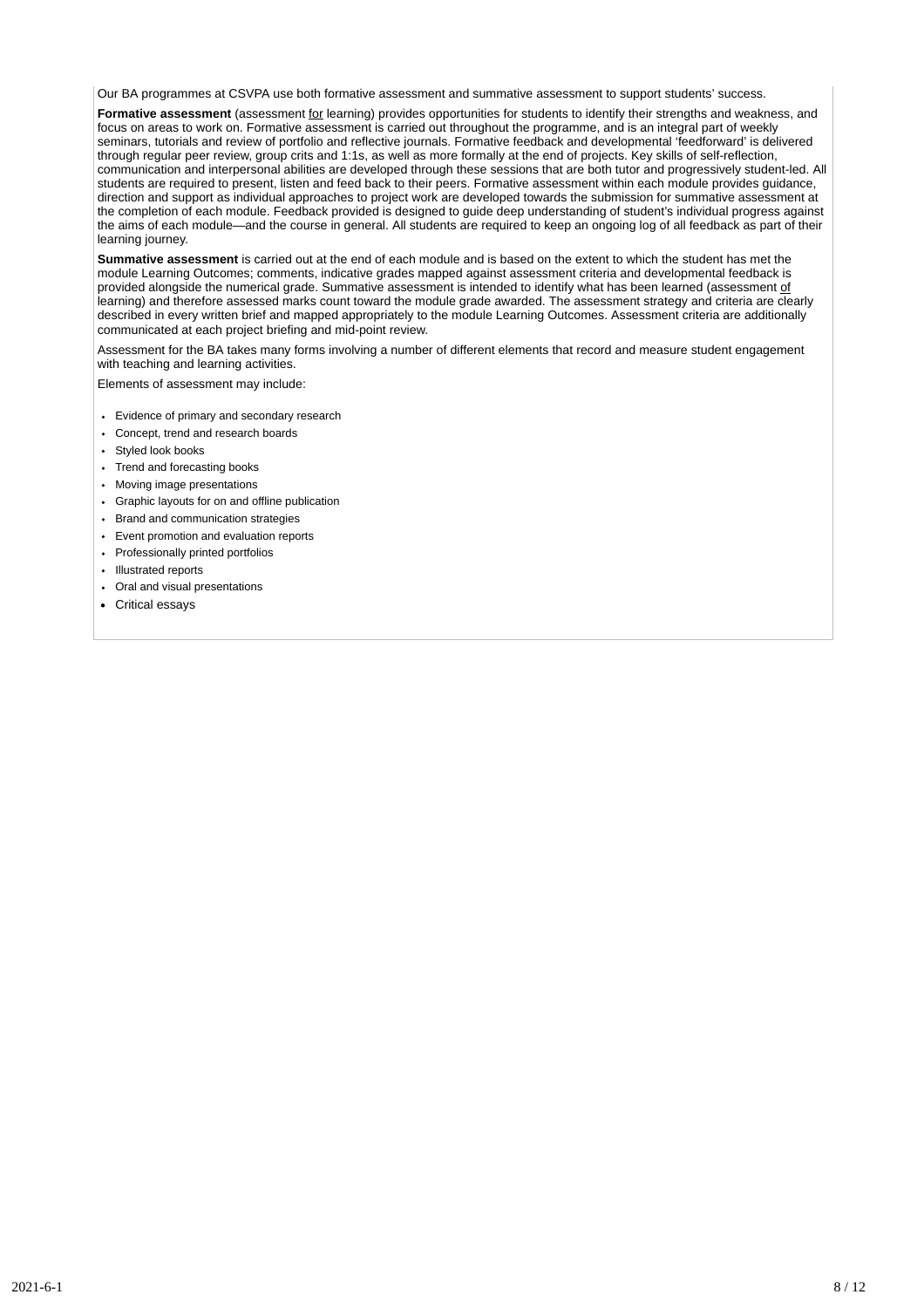Our BA programmes at CSVPA use both formative assessment and summative assessment to support students' success.

**Formative assessment** (assessment for learning) provides opportunities for students to identify their strengths and weakness, and focus on areas to work on. Formative assessment is carried out throughout the programme, and is an integral part of weekly seminars, tutorials and review of portfolio and reflective journals. Formative feedback and developmental 'feedforward' is delivered through regular peer review, group crits and 1:1s, as well as more formally at the end of projects. Key skills of self-reflection, communication and interpersonal abilities are developed through these sessions that are both tutor and progressively student-led. All students are required to present, listen and feed back to their peers. Formative assessment within each module provides guidance, direction and support as individual approaches to project work are developed towards the submission for summative assessment at the completion of each module. Feedback provided is designed to guide deep understanding of student's individual progress against the aims of each module—and the course in general. All students are required to keep an ongoing log of all feedback as part of their learning journey.

**Summative assessment** is carried out at the end of each module and is based on the extent to which the student has met the module Learning Outcomes; comments, indicative grades mapped against assessment criteria and developmental feedback is provided alongside the numerical grade. Summative assessment is intended to identify what has been learned (assessment of learning) and therefore assessed marks count toward the module grade awarded. The assessment strategy and criteria are clearly described in every written brief and mapped appropriately to the module Learning Outcomes. Assessment criteria are additionally communicated at each project briefing and mid-point review.

Assessment for the BA takes many forms involving a number of different elements that record and measure student engagement with teaching and learning activities.

Elements of assessment may include:

- Evidence of primary and secondary research
- Concept, trend and research boards
- Styled look books
- Trend and forecasting books
- Moving image presentations
- Graphic layouts for on and offline publication
- Brand and communication strategies
- Event promotion and evaluation reports
- Professionally printed portfolios
- Illustrated reports
- Oral and visual presentations
- Critical essays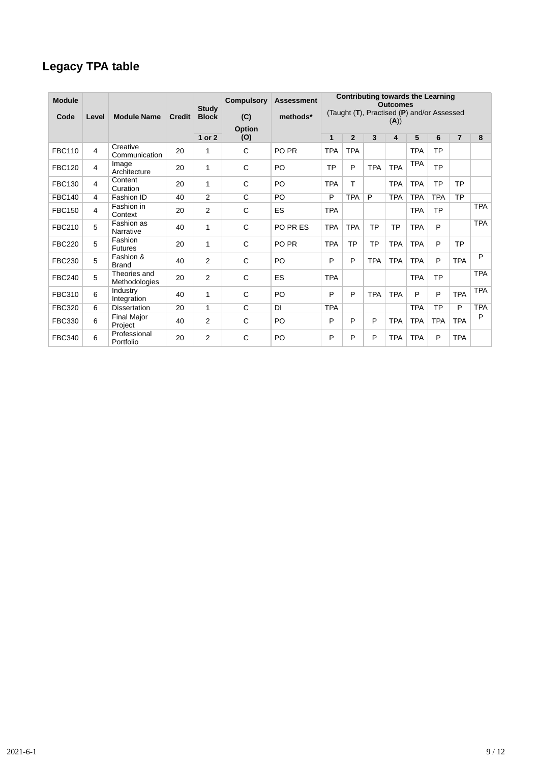## Legacy TPA table

| Module Code | Level | Module Name | Credit | Study Block | Compulsory (C) Option (O) | Assessment methods* | Contributing towards the Learning Outcomes (Taught (**T**), Practised (**P**) and/or Assessed (**A**)) | | | | | | | |
|---|---|---|---|---|---|---|---|---|---|---|---|---|---|---|
| | | | | 1 or 2 | | | 1 | 2 | 3 | 4 | 5 | 6 | 7 | 8 |
| FBC110 | 4 | Creative Communication | 20 | 1 | C | PO PR | TPA | TPA | | | TPA | TP | | |
| FBC120 | 4 | Image Architecture | 20 | 1 | C | PO | TP | P | TPA | TPA | TPA | TP | | |
| FBC130 | 4 | Content Curation | 20 | 1 | C | PO | TPA | T | | TPA | TPA | TP | TP | |
| FBC140 | 4 | Fashion ID | 40 | 2 | C | PO | P | TPA | P | TPA | TPA | TPA | TP | |
| FBC150 | 4 | Fashion in Context | 20 | 2 | C | ES | TPA | | | | TPA | TP | | TPA |
| FBC210 | 5 | Fashion as Narrative | 40 | 1 | C | PO PR ES | TPA | TPA | TP | TP | TPA | P | | TPA |
| FBC220 | 5 | Fashion Futures | 20 | 1 | C | PO PR | TPA | TP | TP | TPA | TPA | P | TP | |
| FBC230 | 5 | Fashion & Brand | 40 | 2 | C | PO | P | P | TPA | TPA | TPA | P | TPA | P |
| FBC240 | 5 | Theories and Methodologies | 20 | 2 | C | ES | TPA | | | | TPA | TP | | TPA |
| FBC310 | 6 | Industry Integration | 40 | 1 | C | PO | P | P | TPA | TPA | P | P | TPA | TPA |
| FBC320 | 6 | Dissertation | 20 | 1 | C | DI | TPA | | | | TPA | TP | P | TPA |
| FBC330 | 6 | Final Major Project | 40 | 2 | C | PO | P | P | P | TPA | TPA | TPA | TPA | P |
| FBC340 | 6 | Professional Portfolio | 20 | 2 | C | PO | P | P | P | TPA | TPA | P | TPA | |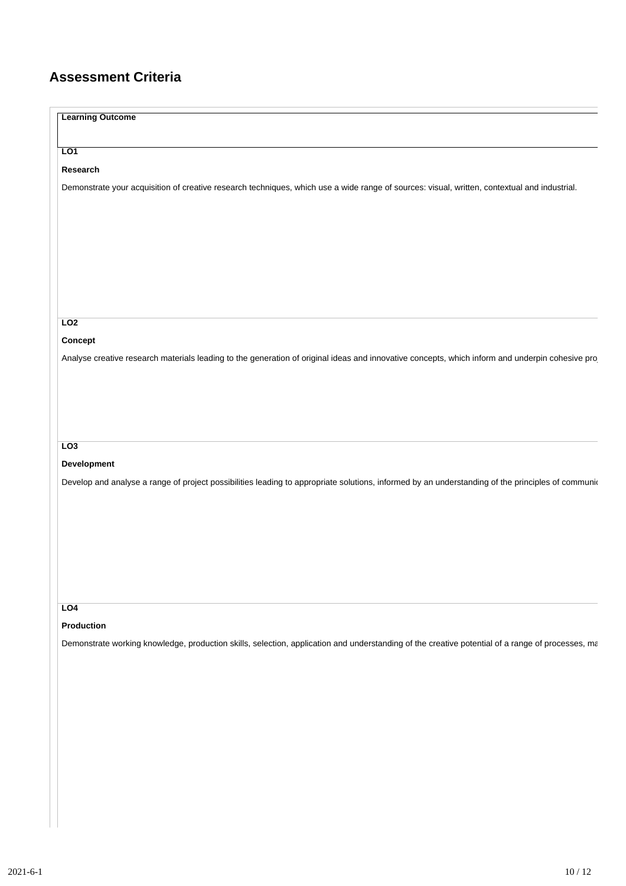## Assessment Criteria

| Learning Outcome |
| --- |
| **LO1**<br>**Research**<br>Demonstrate your acquisition of creative research techniques, which use a wide range of sources: visual, written, contextual and industrial. |
| **LO2**<br>**Concept**<br>Analyse creative research materials leading to the generation of original ideas and innovative concepts, which inform and underpin cohesive pro |
| **LO3**<br>**Development**<br>Develop and analyse a range of project possibilities leading to appropriate solutions, informed by an understanding of the principles of communic |
| **LO4**<br>**Production**<br>Demonstrate working knowledge, production skills, selection, application and understanding of the creative potential of a range of processes, ma |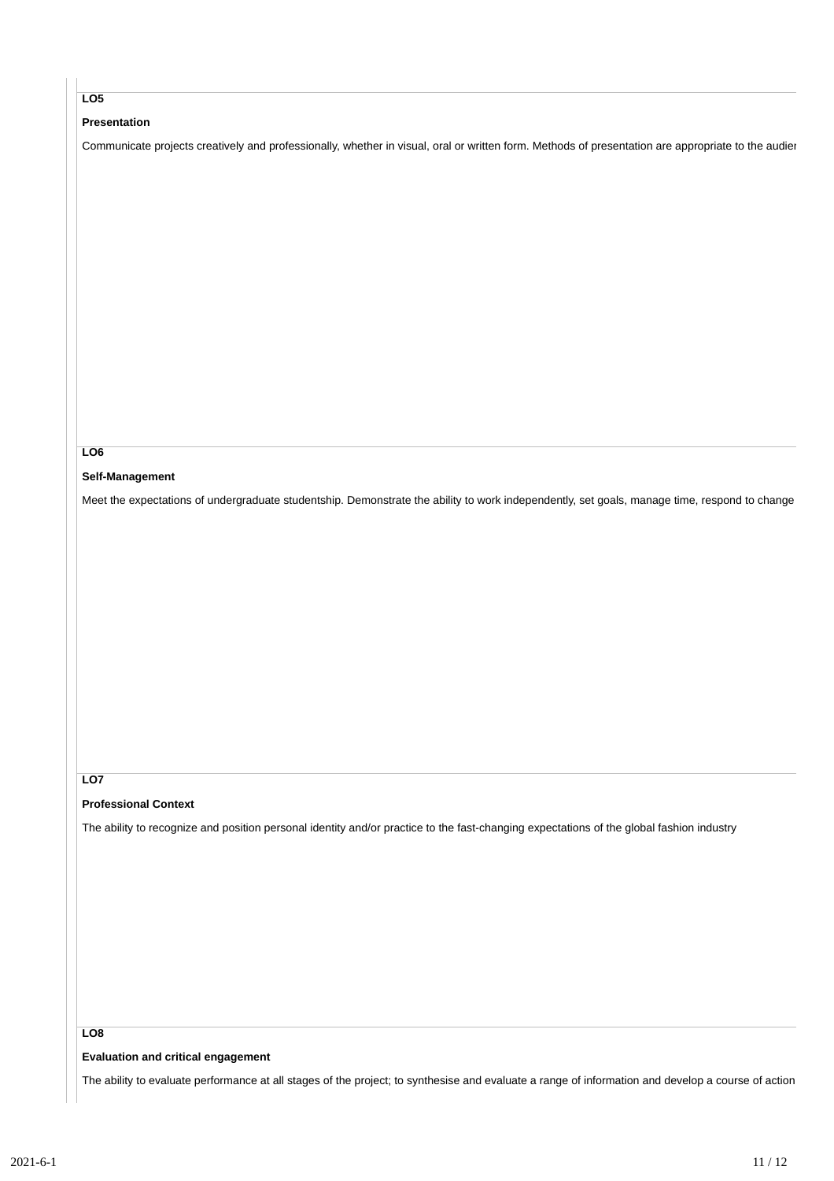**LO5**

**Presentation**

Communicate projects creatively and professionally, whether in visual, oral or written form. Methods of presentation are appropriate to the audier

**LO6**

**Self-Management**

Meet the expectations of undergraduate studentship. Demonstrate the ability to work independently, set goals, manage time, respond to change

**LO7**

**Professional Context**

The ability to recognize and position personal identity and/or practice to the fast-changing expectations of the global fashion industry

**LO8**

**Evaluation and critical engagement**

The ability to evaluate performance at all stages of the project; to synthesise and evaluate a range of information and develop a course of action